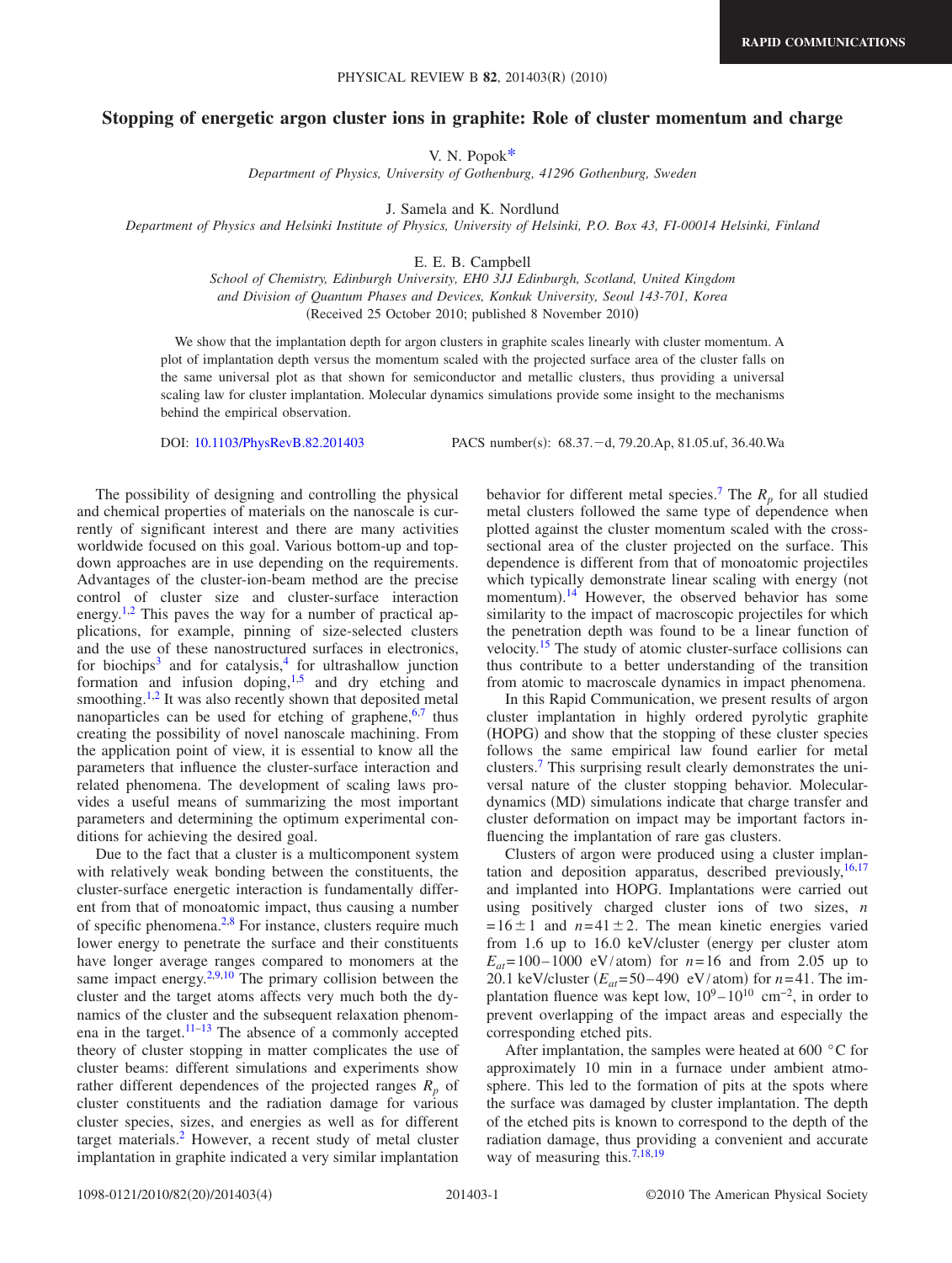# Stopping of energetic argon cluster ions in graphite: Role of cluster momentum and charge

V. N. Popok[*]

*Department of Physics, University of Gothenburg, 41296 Gothenburg, Sweden*

J. Samela and K. Nordlund

*Department of Physics and Helsinki Institute of Physics, University of Helsinki, P.O. Box 43, FI-00014 Helsinki, Finland*

E. E. B. Campbell

*School of Chemistry, Edinburgh University, EH0 3JJ Edinburgh, Scotland, United Kingdom and Division of Quantum Phases and Devices, Konkuk University, Seoul 143-701, Korea*

(Received 25 October 2010; published 8 November 2010)

We show that the implantation depth for argon clusters in graphite scales linearly with cluster momentum. A plot of implantation depth versus the momentum scaled with the projected surface area of the cluster falls on the same universal plot as that shown for semiconductor and metallic clusters, thus providing a universal scaling law for cluster implantation. Molecular dynamics simulations provide some insight to the mechanisms behind the empirical observation.

DOI: 10.1103/PhysRevB.82.201403 PACS number(s): 68.37.−d, 79.20.Ap, 81.05.uf, 36.40.Wa

The possibility of designing and controlling the physical and chemical properties of materials on the nanoscale is currently of significant interest and there are many activities worldwide focused on this goal. Various bottom-up and top-down approaches are in use depending on the requirements. Advantages of the cluster-ion-beam method are the precise control of cluster size and cluster-surface interaction energy.[1,2] This paves the way for a number of practical applications, for example, pinning of size-selected clusters and the use of these nanostructured surfaces in electronics, for biochips[3] and for catalysis,[4] for ultrashallow junction formation and infusion doping,[1,5] and dry etching and smoothing.[1,2] It was also recently shown that deposited metal nanoparticles can be used for etching of graphene,[6,7] thus creating the possibility of novel nanoscale machining. From the application point of view, it is essential to know all the parameters that influence the cluster-surface interaction and related phenomena. The development of scaling laws provides a useful means of summarizing the most important parameters and determining the optimum experimental conditions for achieving the desired goal.

Due to the fact that a cluster is a multicomponent system with relatively weak bonding between the constituents, the cluster-surface energetic interaction is fundamentally different from that of monoatomic impact, thus causing a number of specific phenomena.[2,8] For instance, clusters require much lower energy to penetrate the surface and their constituents have longer average ranges compared to monomers at the same impact energy.[2,9,10] The primary collision between the cluster and the target atoms affects very much both the dynamics of the cluster and the subsequent relaxation phenomena in the target.[11–13] The absence of a commonly accepted theory of cluster stopping in matter complicates the use of cluster beams: different simulations and experiments show rather different dependences of the projected ranges $R_p$ of cluster constituents and the radiation damage for various cluster species, sizes, and energies as well as for different target materials.[2] However, a recent study of metal cluster implantation in graphite indicated a very similar implantation behavior for different metal species.[7] The $R_p$ for all studied metal clusters followed the same type of dependence when plotted against the cluster momentum scaled with the cross-sectional area of the cluster projected on the surface. This dependence is different from that of monoatomic projectiles which typically demonstrate linear scaling with energy (not momentum).[14] However, the observed behavior has some similarity to the impact of macroscopic projectiles for which the penetration depth was found to be a linear function of velocity.[15] The study of atomic cluster-surface collisions can thus contribute to a better understanding of the transition from atomic to macroscale dynamics in impact phenomena.

In this Rapid Communication, we present results of argon cluster implantation in highly ordered pyrolytic graphite (HOPG) and show that the stopping of these cluster species follows the same empirical law found earlier for metal clusters.[7] This surprising result clearly demonstrates the universal nature of the cluster stopping behavior. Molecular-dynamics (MD) simulations indicate that charge transfer and cluster deformation on impact may be important factors influencing the implantation of rare gas clusters.

Clusters of argon were produced using a cluster implantation and deposition apparatus, described previously,[16,17] and implanted into HOPG. Implantations were carried out using positively charged cluster ions of two sizes, $n=16\pm1$ and $n=41\pm2$. The mean kinetic energies varied from 1.6 up to 16.0 keV/cluster (energy per cluster atom $E_{at}=100–1000$ eV/atom) for $n=16$ and from 2.05 up to 20.1 keV/cluster ($E_{at}=50–490$ eV/atom) for $n=41$. The implantation fluence was kept low, $10^9–10^{10}$ cm$^{-2}$, in order to prevent overlapping of the impact areas and especially the corresponding etched pits.

After implantation, the samples were heated at 600 °C for approximately 10 min in a furnace under ambient atmosphere. This led to the formation of pits at the spots where the surface was damaged by cluster implantation. The depth of the etched pits is known to correspond to the depth of the radiation damage, thus providing a convenient and accurate way of measuring this.[7,18,19]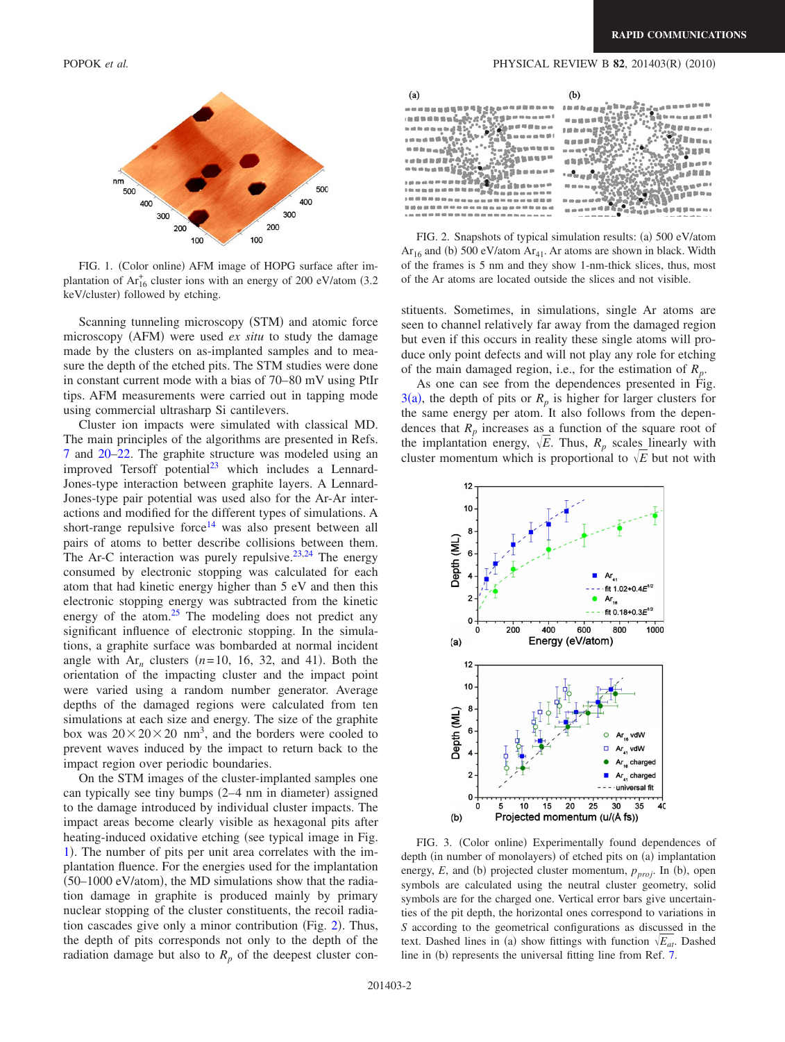FIG. 1. (Color online) AFM image of HOPG surface after implantation of $Ar_{16}^+$ cluster ions with an energy of 200 eV/atom (3.2 keV/cluster) followed by etching.

Scanning tunneling microscopy (STM) and atomic force microscopy (AFM) were used *ex situ* to study the damage made by the clusters on as-implanted samples and to measure the depth of the etched pits. The STM studies were done in constant current mode with a bias of 70–80 mV using PtIr tips. AFM measurements were carried out in tapping mode using commercial ultrasharp Si cantilevers.

Cluster ion impacts were simulated with classical MD. The main principles of the algorithms are presented in Refs. 7 and 20–22. The graphite structure was modeled using an improved Tersoff potential[23] which includes a Lennard-Jones-type interaction between graphite layers. A Lennard-Jones-type pair potential was used also for the Ar-Ar interactions and modified for the different types of simulations. A short-range repulsive force[14] was also present between all pairs of atoms to better describe collisions between them. The Ar-C interaction was purely repulsive.[23,24] The energy consumed by electronic stopping was calculated for each atom that had kinetic energy higher than 5 eV and then this electronic stopping energy was subtracted from the kinetic energy of the atom.[25] The modeling does not predict any significant influence of electronic stopping. In the simulations, a graphite surface was bombarded at normal incident angle with $Ar_n$ clusters ($n$=10, 16, 32, and 41). Both the orientation of the impacting cluster and the impact point were varied using a random number generator. Average depths of the damaged regions were calculated from ten simulations at each size and energy. The size of the graphite box was $20\times20\times20$ nm$^3$, and the borders were cooled to prevent waves induced by the impact to return back to the impact region over periodic boundaries.

On the STM images of the cluster-implanted samples one can typically see tiny bumps (2–4 nm in diameter) assigned to the damage introduced by individual cluster impacts. The impact areas become clearly visible as hexagonal pits after heating-induced oxidative etching (see typical image in Fig. 1). The number of pits per unit area correlates with the implantation fluence. For the energies used for the implantation (50–1000 eV/atom), the MD simulations show that the radiation damage in graphite is produced mainly by primary nuclear stopping of the cluster constituents, the recoil radiation cascades give only a minor contribution (Fig. 2). Thus, the depth of pits corresponds not only to the depth of the radiation damage but also to $R_p$ of the deepest cluster constituents. Sometimes, in simulations, single Ar atoms are seen to channel relatively far away from the damaged region but even if this occurs in reality these single atoms will produce only point defects and will not play any role for etching of the main damaged region, i.e., for the estimation of $R_p$.

FIG. 2. Snapshots of typical simulation results: (a) 500 eV/atom $Ar_{16}$ and (b) 500 eV/atom $Ar_{41}$. Ar atoms are shown in black. Width of the frames is 5 nm and they show 1-nm-thick slices, thus, most of the Ar atoms are located outside the slices and not visible.

As one can see from the dependences presented in Fig. 3(a), the depth of pits or $R_p$ is higher for larger clusters for the same energy per atom. It also follows from the dependences that $R_p$ increases as a function of the square root of the implantation energy, $\sqrt{E}$. Thus, $R_p$ scales linearly with cluster momentum which is proportional to $\sqrt{E}$ but not with

FIG. 3. (Color online) Experimentally found dependences of depth (in number of monolayers) of etched pits on (a) implantation energy, $E$, and (b) projected cluster momentum, $p_{proj}$. In (b), open symbols are calculated using the neutral cluster geometry, solid symbols are for the charged one. Vertical error bars give uncertainties of the pit depth, the horizontal ones correspond to variations in $S$ according to the geometrical configurations as discussed in the text. Dashed lines in (a) show fittings with function $\sqrt{E_{at}}$. Dashed line in (b) represents the universal fitting line from Ref. 7.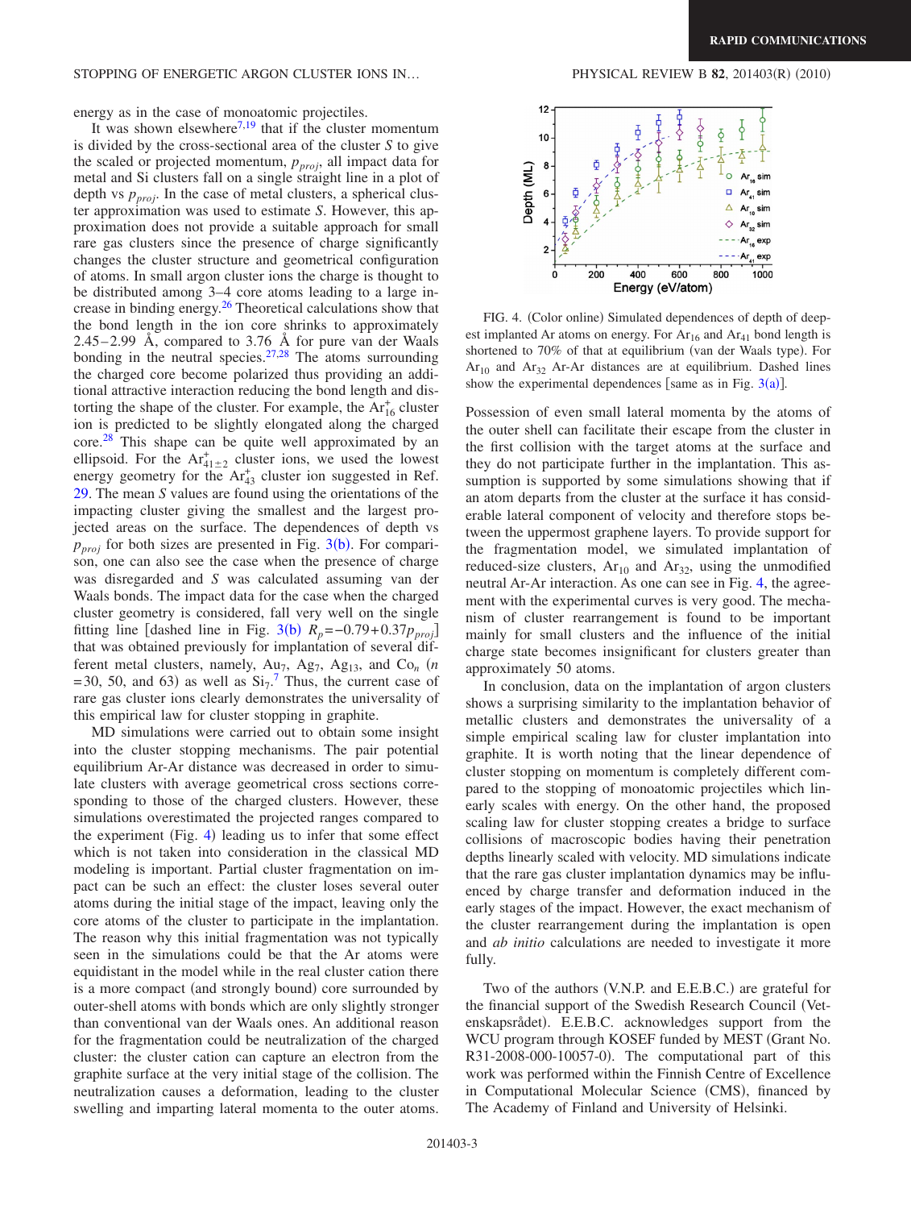energy as in the case of monoatomic projectiles.

It was shown elsewhere[7,19] that if the cluster momentum is divided by the cross-sectional area of the cluster $S$ to give the scaled or projected momentum, $p_{proj}$, all impact data for metal and Si clusters fall on a single straight line in a plot of depth vs $p_{proj}$. In the case of metal clusters, a spherical cluster approximation was used to estimate $S$. However, this approximation does not provide a suitable approach for small rare gas clusters since the presence of charge significantly changes the cluster structure and geometrical configuration of atoms. In small argon cluster ions the charge is thought to be distributed among 3–4 core atoms leading to a large increase in binding energy.[26] Theoretical calculations show that the bond length in the ion core shrinks to approximately 2.45–2.99 Å, compared to 3.76 Å for pure van der Waals bonding in the neutral species.[27,28] The atoms surrounding the charged core become polarized thus providing an additional attractive interaction reducing the bond length and distorting the shape of the cluster. For example, the $Ar_{16}^+$ cluster ion is predicted to be slightly elongated along the charged core.[28] This shape can be quite well approximated by an ellipsoid. For the $Ar_{41\pm2}^+$ cluster ions, we used the lowest energy geometry for the $Ar_{43}^+$ cluster ion suggested in Ref. 29. The mean $S$ values are found using the orientations of the impacting cluster giving the smallest and the largest projected areas on the surface. The dependences of depth vs $p_{proj}$ for both sizes are presented in Fig. 3(b). For comparison, one can also see the case when the presence of charge was disregarded and $S$ was calculated assuming van der Waals bonds. The impact data for the case when the charged cluster geometry is considered, fall very well on the single fitting line [dashed line in Fig. 3(b) $R_p = -0.79 + 0.37p_{proj}$] that was obtained previously for implantation of several different metal clusters, namely, $Au_7$, $Ag_7$, $Ag_{13}$, and $Co_n$ ($n = 30$, 50, and 63) as well as $Si_7$.[7] Thus, the current case of rare gas cluster ions clearly demonstrates the universality of this empirical law for cluster stopping in graphite.

MD simulations were carried out to obtain some insight into the cluster stopping mechanisms. The pair potential equilibrium Ar-Ar distance was decreased in order to simulate clusters with average geometrical cross sections corresponding to those of the charged clusters. However, these simulations overestimated the projected ranges compared to the experiment (Fig. 4) leading us to infer that some effect which is not taken into consideration in the classical MD modeling is important. Partial cluster fragmentation on impact can be such an effect: the cluster loses several outer atoms during the initial stage of the impact, leaving only the core atoms of the cluster to participate in the implantation. The reason why this initial fragmentation was not typically seen in the simulations could be that the Ar atoms were equidistant in the model while in the real cluster cation there is a more compact (and strongly bound) core surrounded by outer-shell atoms with bonds which are only slightly stronger than conventional van der Waals ones. An additional reason for the fragmentation could be neutralization of the charged cluster: the cluster cation can capture an electron from the graphite surface at the very initial stage of the collision. The neutralization causes a deformation, leading to the cluster swelling and imparting lateral momenta to the outer atoms. Possession of even small lateral momenta by the atoms of the outer shell can facilitate their escape from the cluster in the first collision with the target atoms at the surface and they do not participate further in the implantation. This assumption is supported by some simulations showing that if an atom departs from the cluster at the surface it has considerable lateral component of velocity and therefore stops between the uppermost graphene layers. To provide support for the fragmentation model, we simulated implantation of reduced-size clusters, $Ar_{10}$ and $Ar_{32}$, using the unmodified neutral Ar-Ar interaction. As one can see in Fig. 4, the agreement with the experimental curves is very good. The mechanism of cluster rearrangement is found to be important mainly for small clusters and the influence of the initial charge state becomes insignificant for clusters greater than approximately 50 atoms.

FIG. 4. (Color online) Simulated dependences of depth of deepest implanted Ar atoms on energy. For $Ar_{16}$ and $Ar_{41}$ bond length is shortened to 70% of that at equilibrium (van der Waals type). For $Ar_{10}$ and $Ar_{32}$ Ar-Ar distances are at equilibrium. Dashed lines show the experimental dependences [same as in Fig. 3(a)].

In conclusion, data on the implantation of argon clusters shows a surprising similarity to the implantation behavior of metallic clusters and demonstrates the universality of a simple empirical scaling law for cluster implantation into graphite. It is worth noting that the linear dependence of cluster stopping on momentum is completely different compared to the stopping of monoatomic projectiles which linearly scales with energy. On the other hand, the proposed scaling law for cluster stopping creates a bridge to surface collisions of macroscopic bodies having their penetration depths linearly scaled with velocity. MD simulations indicate that the rare gas cluster implantation dynamics may be influenced by charge transfer and deformation induced in the early stages of the impact. However, the exact mechanism of the cluster rearrangement during the implantation is open and *ab initio* calculations are needed to investigate it more fully.

Two of the authors (V.N.P. and E.E.B.C.) are grateful for the financial support of the Swedish Research Council (Vetenskapsrådet). E.E.B.C. acknowledges support from the WCU program through KOSEF funded by MEST (Grant No. R31-2008-000-10057-0). The computational part of this work was performed within the Finnish Centre of Excellence in Computational Molecular Science (CMS), financed by The Academy of Finland and University of Helsinki.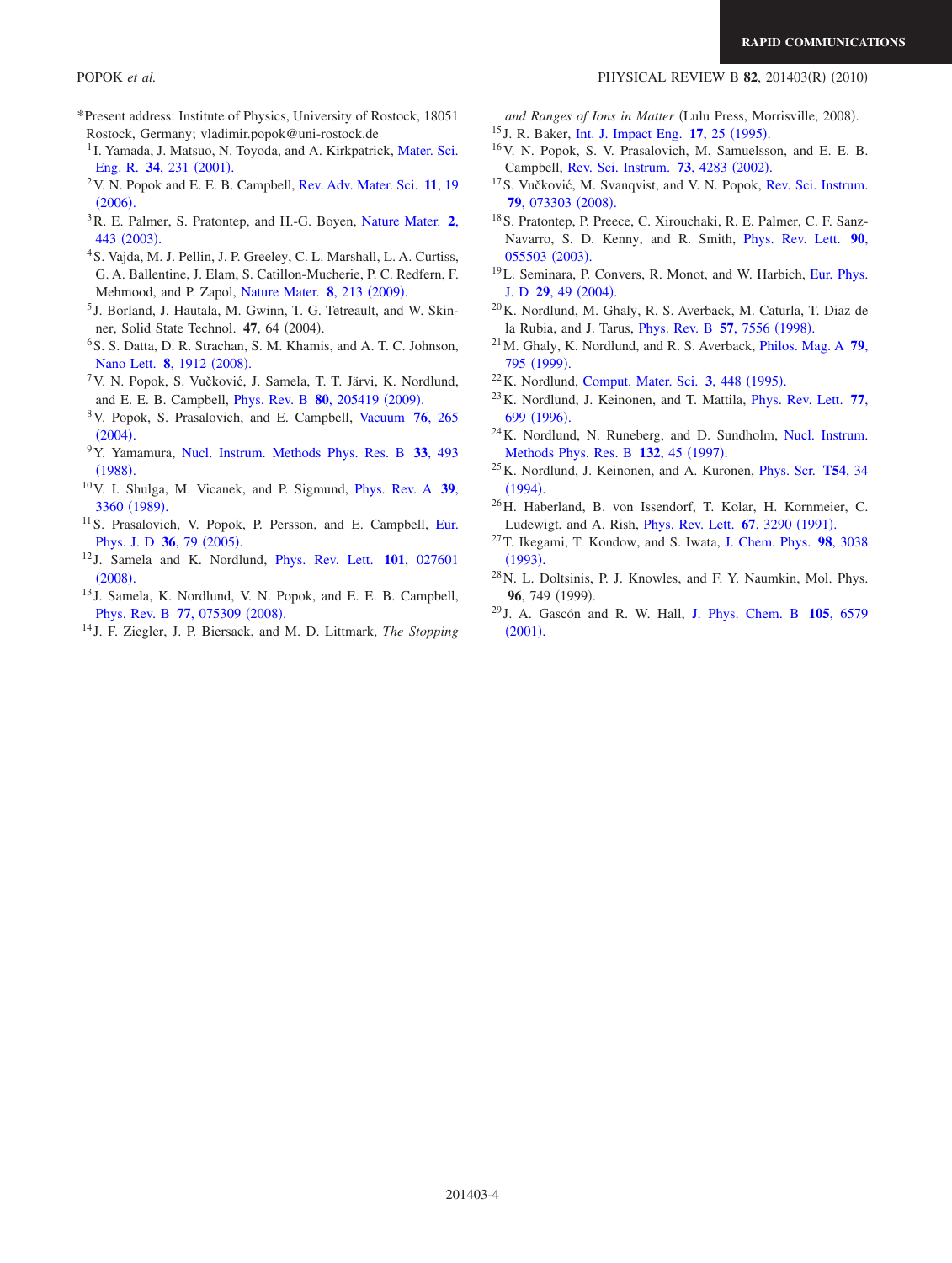*Present address: Institute of Physics, University of Rostock, 18051 Rostock, Germany; vladimir.popok@uni-rostock.de

[1] I. Yamada, J. Matsuo, N. Toyoda, and A. Kirkpatrick, Mater. Sci. Eng. R. **34**, 231 (2001).

[2] V. N. Popok and E. E. B. Campbell, Rev. Adv. Mater. Sci. **11**, 19 (2006).

[3] R. E. Palmer, S. Pratontep, and H.-G. Boyen, Nature Mater. **2**, 443 (2003).

[4] S. Vajda, M. J. Pellin, J. P. Greeley, C. L. Marshall, L. A. Curtiss, G. A. Ballentine, J. Elam, S. Catillon-Mucherie, P. C. Redfern, F. Mehmood, and P. Zapol, Nature Mater. **8**, 213 (2009).

[5] J. Borland, J. Hautala, M. Gwinn, T. G. Tetreault, and W. Skinner, Solid State Technol. **47**, 64 (2004).

[6] S. S. Datta, D. R. Strachan, S. M. Khamis, and A. T. C. Johnson, Nano Lett. **8**, 1912 (2008).

[7] V. N. Popok, S. Vučković, J. Samela, T. T. Järvi, K. Nordlund, and E. E. B. Campbell, Phys. Rev. B **80**, 205419 (2009).

[8] V. Popok, S. Prasalovich, and E. Campbell, Vacuum **76**, 265 (2004).

[9] Y. Yamamura, Nucl. Instrum. Methods Phys. Res. B **33**, 493 (1988).

[10] V. I. Shulga, M. Vicanek, and P. Sigmund, Phys. Rev. A **39**, 3360 (1989).

[11] S. Prasalovich, V. Popok, P. Persson, and E. Campbell, Eur. Phys. J. D **36**, 79 (2005).

[12] J. Samela and K. Nordlund, Phys. Rev. Lett. **101**, 027601 (2008).

[13] J. Samela, K. Nordlund, V. N. Popok, and E. E. B. Campbell, Phys. Rev. B **77**, 075309 (2008).

[14] J. F. Ziegler, J. P. Biersack, and M. D. Littmark, *The Stopping and Ranges of Ions in Matter* (Lulu Press, Morrisville, 2008).

[15] J. R. Baker, Int. J. Impact Eng. **17**, 25 (1995).

[16] V. N. Popok, S. V. Prasalovich, M. Samuelsson, and E. E. B. Campbell, Rev. Sci. Instrum. **73**, 4283 (2002).

[17] S. Vučković, M. Svanqvist, and V. N. Popok, Rev. Sci. Instrum. **79**, 073303 (2008).

[18] S. Pratontep, P. Preece, C. Xirouchaki, R. E. Palmer, C. F. Sanz-Navarro, S. D. Kenny, and R. Smith, Phys. Rev. Lett. **90**, 055503 (2003).

[19] L. Seminara, P. Convers, R. Monot, and W. Harbich, Eur. Phys. J. D **29**, 49 (2004).

[20] K. Nordlund, M. Ghaly, R. S. Averback, M. Caturla, T. Diaz de la Rubia, and J. Tarus, Phys. Rev. B **57**, 7556 (1998).

[21] M. Ghaly, K. Nordlund, and R. S. Averback, Philos. Mag. A **79**, 795 (1999).

[22] K. Nordlund, Comput. Mater. Sci. **3**, 448 (1995).

[23] K. Nordlund, J. Keinonen, and T. Mattila, Phys. Rev. Lett. **77**, 699 (1996).

[24] K. Nordlund, N. Runeberg, and D. Sundholm, Nucl. Instrum. Methods Phys. Res. B **132**, 45 (1997).

[25] K. Nordlund, J. Keinonen, and A. Kuronen, Phys. Scr. **T54**, 34 (1994).

[26] H. Haberland, B. von Issendorf, T. Kolar, H. Kornmeier, C. Ludewigt, and A. Rish, Phys. Rev. Lett. **67**, 3290 (1991).

[27] T. Ikegami, T. Kondow, and S. Iwata, J. Chem. Phys. **98**, 3038 (1993).

[28] N. L. Doltsinis, P. J. Knowles, and F. Y. Naumkin, Mol. Phys. **96**, 749 (1999).

[29] J. A. Gascón and R. W. Hall, J. Phys. Chem. B **105**, 6579 (2001).